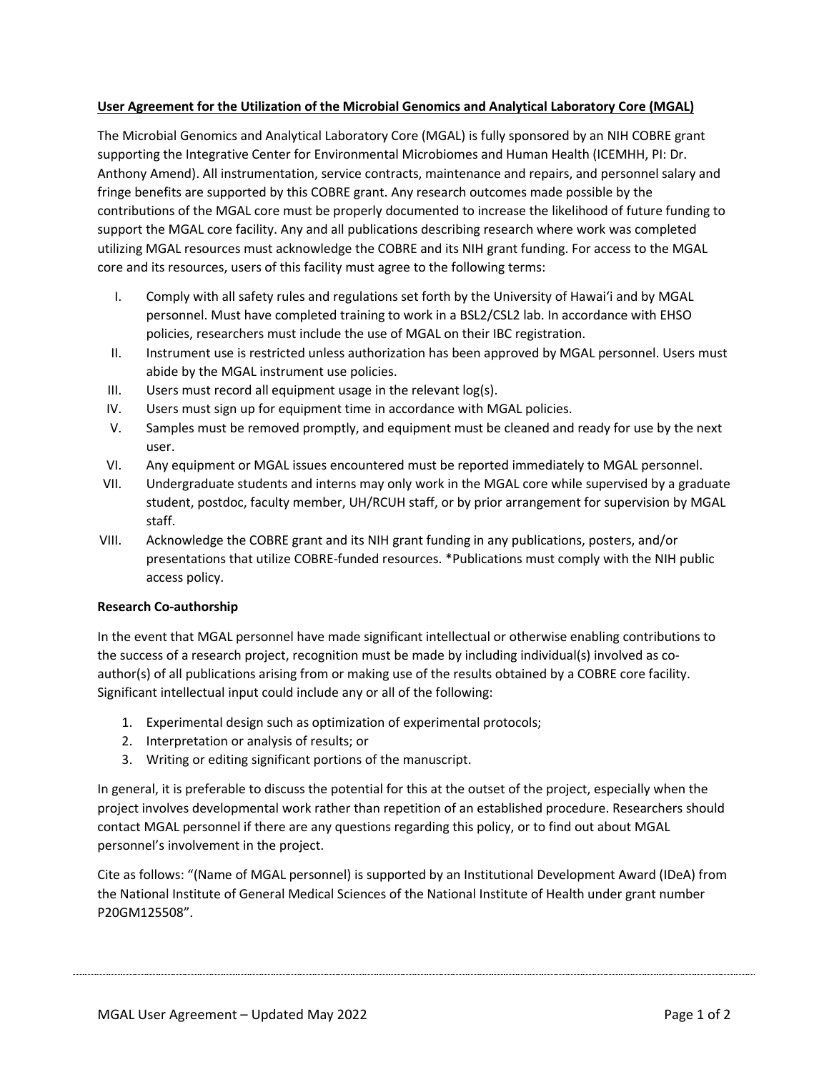## User Agreement for the Utilization of the Microbial Genomics and Analytical Laboratory Core (MGAL)

The Microbial Genomics and Analytical Laboratory Core (MGAL) is fully sponsored by an NIH COBRE grant supporting the Integrative Center for Environmental Microbiomes and Human Health (ICEMHH, PI: Dr. Anthony Amend). All instrumentation, service contracts, maintenance and repairs, and personnel salary and fringe benefits are supported by this COBRE grant. Any research outcomes made possible by the contributions of the MGAL core must be properly documented to increase the likelihood of future funding to support the MGAL core facility. Any and all publications describing research where work was completed utilizing MGAL resources must acknowledge the COBRE and its NIH grant funding. For access to the MGAL core and its resources, users of this facility must agree to the following terms:

I. Comply with all safety rules and regulations set forth by the University of Hawaiʻi and by MGAL personnel. Must have completed training to work in a BSL2/CSL2 lab. In accordance with EHSO policies, researchers must include the use of MGAL on their IBC registration.
II. Instrument use is restricted unless authorization has been approved by MGAL personnel. Users must abide by the MGAL instrument use policies.
III. Users must record all equipment usage in the relevant log(s).
IV. Users must sign up for equipment time in accordance with MGAL policies.
V. Samples must be removed promptly, and equipment must be cleaned and ready for use by the next user.
VI. Any equipment or MGAL issues encountered must be reported immediately to MGAL personnel.
VII. Undergraduate students and interns may only work in the MGAL core while supervised by a graduate student, postdoc, faculty member, UH/RCUH staff, or by prior arrangement for supervision by MGAL staff.
VIII. Acknowledge the COBRE grant and its NIH grant funding in any publications, posters, and/or presentations that utilize COBRE-funded resources. *Publications must comply with the NIH public access policy.

**Research Co-authorship**

In the event that MGAL personnel have made significant intellectual or otherwise enabling contributions to the success of a research project, recognition must be made by including individual(s) involved as co-author(s) of all publications arising from or making use of the results obtained by a COBRE core facility. Significant intellectual input could include any or all of the following:

1. Experimental design such as optimization of experimental protocols;
2. Interpretation or analysis of results; or
3. Writing or editing significant portions of the manuscript.

In general, it is preferable to discuss the potential for this at the outset of the project, especially when the project involves developmental work rather than repetition of an established procedure. Researchers should contact MGAL personnel if there are any questions regarding this policy, or to find out about MGAL personnel's involvement in the project.

Cite as follows: "(Name of MGAL personnel) is supported by an Institutional Development Award (IDeA) from the National Institute of General Medical Sciences of the National Institute of Health under grant number P20GM125508".

MGAL User Agreement – Updated May 2022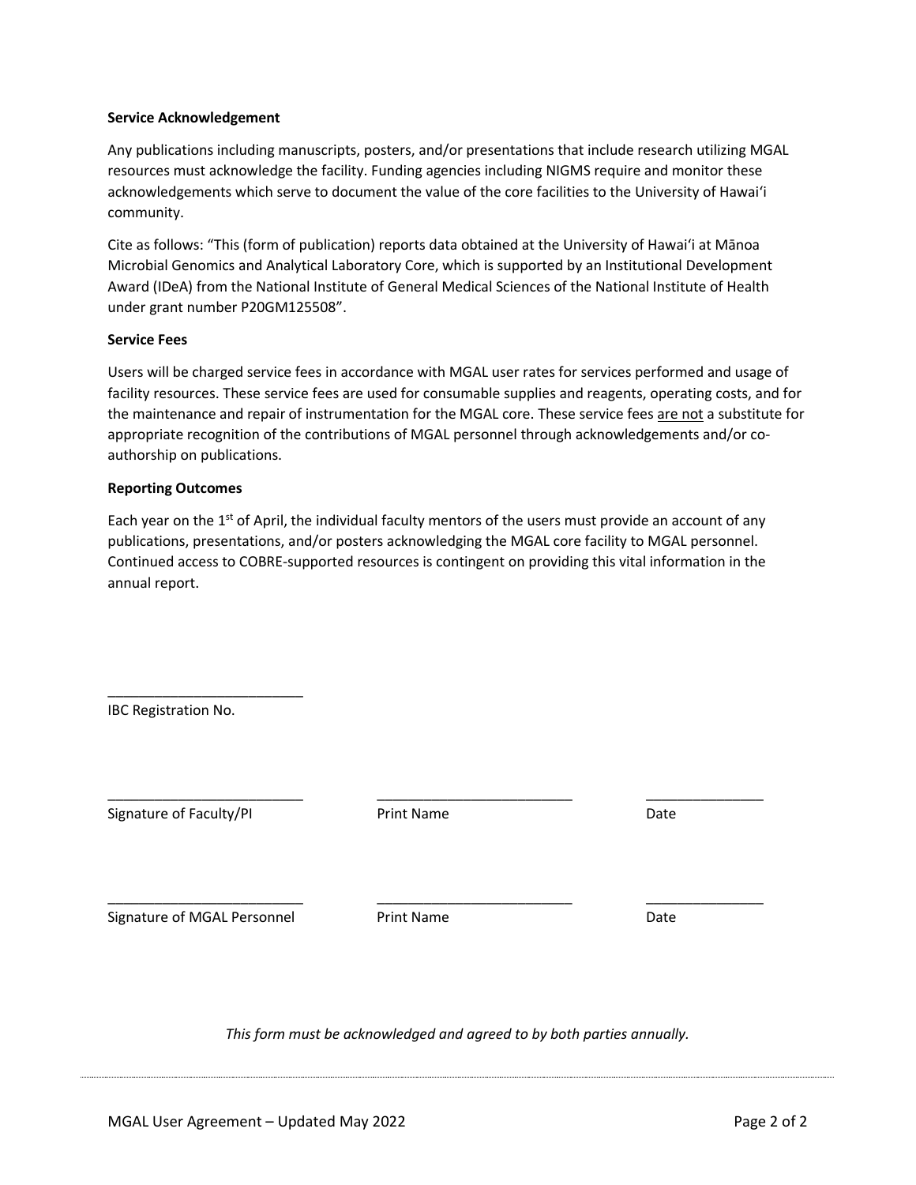**Service Acknowledgement**

Any publications including manuscripts, posters, and/or presentations that include research utilizing MGAL resources must acknowledge the facility. Funding agencies including NIGMS require and monitor these acknowledgements which serve to document the value of the core facilities to the University of Hawaiʻi community.

Cite as follows: "This (form of publication) reports data obtained at the University of Hawaiʻi at Mānoa Microbial Genomics and Analytical Laboratory Core, which is supported by an Institutional Development Award (IDeA) from the National Institute of General Medical Sciences of the National Institute of Health under grant number P20GM125508".

**Service Fees**

Users will be charged service fees in accordance with MGAL user rates for services performed and usage of facility resources. These service fees are used for consumable supplies and reagents, operating costs, and for the maintenance and repair of instrumentation for the MGAL core. These service fees <u>are not</u> a substitute for appropriate recognition of the contributions of MGAL personnel through acknowledgements and/or co-authorship on publications.

**Reporting Outcomes**

Each year on the 1st of April, the individual faculty mentors of the users must provide an account of any publications, presentations, and/or posters acknowledging the MGAL core facility to MGAL personnel. Continued access to COBRE-supported resources is contingent on providing this vital information in the annual report.

_________________________
IBC Registration No.

_________________________ _________________________ _______________
Signature of Faculty/PI Print Name Date

_________________________ _________________________ _______________
Signature of MGAL Personnel Print Name Date

*This form must be acknowledged and agreed to by both parties annually.*